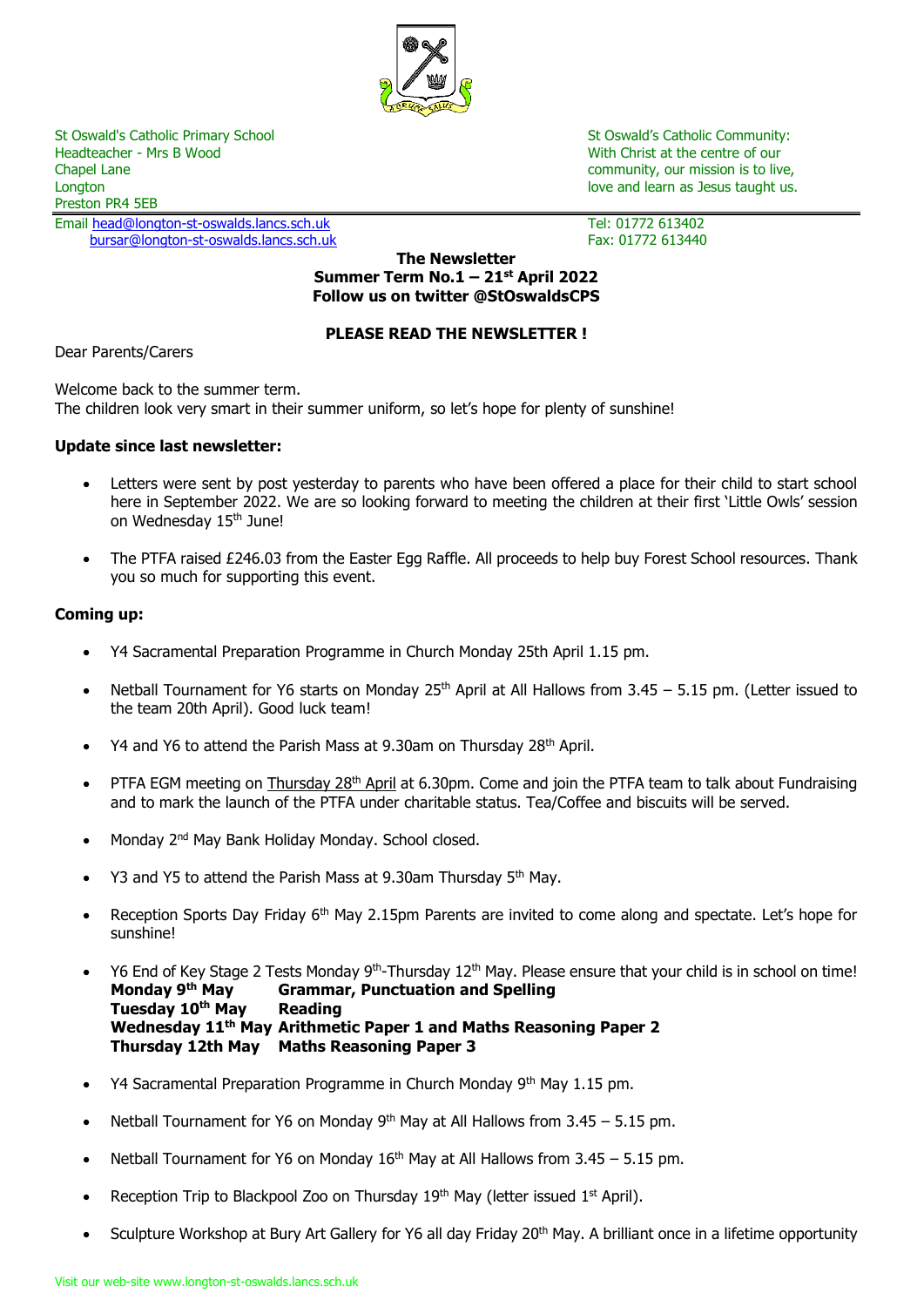St Oswald's Catholic Primary School
Headteacher - Mrs B Wood
Chapel Lane
Longton
Preston PR4 5EB
Email head@longton-st-oswalds.lancs.sch.uk
bursar@longton-st-oswalds.lancs.sch.uk

St Oswald's Catholic Community:
With Christ at the centre of our community, our mission is to live, love and learn as Jesus taught us.

Tel: 01772 613402
Fax: 01772 613440

**The Newsletter**
**Summer Term No.1 – 21st April 2022**
**Follow us on twitter @StOswaldsCPS**

**PLEASE READ THE NEWSLETTER !**

Dear Parents/Carers

Welcome back to the summer term.
The children look very smart in their summer uniform, so let's hope for plenty of sunshine!

**Update since last newsletter:**

- Letters were sent by post yesterday to parents who have been offered a place for their child to start school here in September 2022. We are so looking forward to meeting the children at their first 'Little Owls' session on Wednesday 15th June!

- The PTFA raised £246.03 from the Easter Egg Raffle. All proceeds to help buy Forest School resources. Thank you so much for supporting this event.

**Coming up:**

- Y4 Sacramental Preparation Programme in Church Monday 25th April 1.15 pm.

- Netball Tournament for Y6 starts on Monday 25th April at All Hallows from 3.45 – 5.15 pm. (Letter issued to the team 20th April). Good luck team!

- Y4 and Y6 to attend the Parish Mass at 9.30am on Thursday 28th April.

- PTFA EGM meeting on Thursday 28th April at 6.30pm. Come and join the PTFA team to talk about Fundraising and to mark the launch of the PTFA under charitable status. Tea/Coffee and biscuits will be served.

- Monday 2nd May Bank Holiday Monday. School closed.

- Y3 and Y5 to attend the Parish Mass at 9.30am Thursday 5th May.

- Reception Sports Day Friday 6th May 2.15pm Parents are invited to come along and spectate. Let's hope for sunshine!

- Y6 End of Key Stage 2 Tests Monday 9th-Thursday 12th May. Please ensure that your child is in school on time!
  **Monday 9th May** **Grammar, Punctuation and Spelling**
  **Tuesday 10th May** **Reading**
  **Wednesday 11th May** **Arithmetic Paper 1 and Maths Reasoning Paper 2**
  **Thursday 12th May** **Maths Reasoning Paper 3**

- Y4 Sacramental Preparation Programme in Church Monday 9th May 1.15 pm.

- Netball Tournament for Y6 on Monday 9th May at All Hallows from 3.45 – 5.15 pm.

- Netball Tournament for Y6 on Monday 16th May at All Hallows from 3.45 – 5.15 pm.

- Reception Trip to Blackpool Zoo on Thursday 19th May (letter issued 1st April).

- Sculpture Workshop at Bury Art Gallery for Y6 all day Friday 20th May. A brilliant once in a lifetime opportunity

Visit our web-site www.longton-st-oswalds.lancs.sch.uk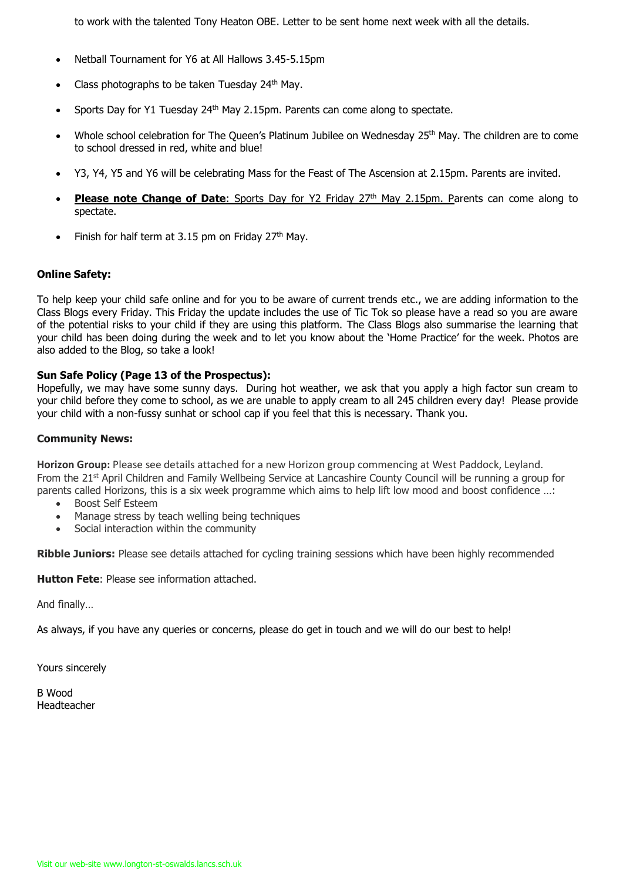to work with the talented Tony Heaton OBE. Letter to be sent home next week with all the details.

- Netball Tournament for Y6 at All Hallows 3.45-5.15pm
- Class photographs to be taken Tuesday 24th May.
- Sports Day for Y1 Tuesday 24th May 2.15pm. Parents can come along to spectate.
- Whole school celebration for The Queen's Platinum Jubilee on Wednesday 25th May. The children are to come to school dressed in red, white and blue!
- Y3, Y4, Y5 and Y6 will be celebrating Mass for the Feast of The Ascension at 2.15pm. Parents are invited.
- **Please note Change of Date**: Sports Day for Y2 Friday 27th May 2.15pm. Parents can come along to spectate.
- Finish for half term at 3.15 pm on Friday 27th May.

**Online Safety:**

To help keep your child safe online and for you to be aware of current trends etc., we are adding information to the Class Blogs every Friday. This Friday the update includes the use of Tic Tok so please have a read so you are aware of the potential risks to your child if they are using this platform. The Class Blogs also summarise the learning that your child has been doing during the week and to let you know about the 'Home Practice' for the week. Photos are also added to the Blog, so take a look!

**Sun Safe Policy (Page 13 of the Prospectus):**

Hopefully, we may have some sunny days. During hot weather, we ask that you apply a high factor sun cream to your child before they come to school, as we are unable to apply cream to all 245 children every day! Please provide your child with a non-fussy sunhat or school cap if you feel that this is necessary. Thank you.

**Community News:**

**Horizon Group:** Please see details attached for a new Horizon group commencing at West Paddock, Leyland. From the 21st April Children and Family Wellbeing Service at Lancashire County Council will be running a group for parents called Horizons, this is a six week programme which aims to help lift low mood and boost confidence …:

- Boost Self Esteem
- Manage stress by teach welling being techniques
- Social interaction within the community

**Ribble Juniors:** Please see details attached for cycling training sessions which have been highly recommended

**Hutton Fete**: Please see information attached.

And finally…

As always, if you have any queries or concerns, please do get in touch and we will do our best to help!

Yours sincerely

B Wood
Headteacher

Visit our web-site www.longton-st-oswalds.lancs.sch.uk